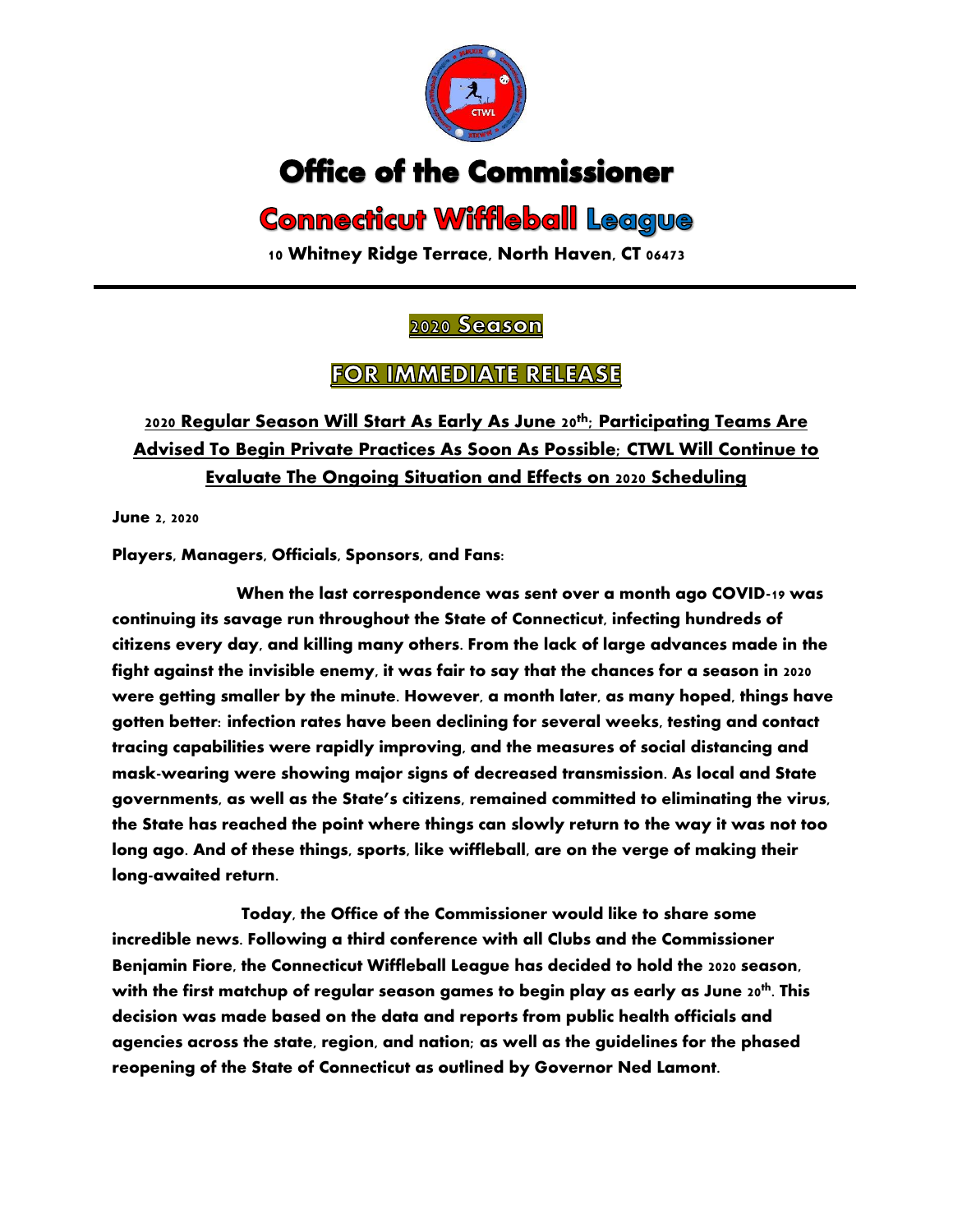# Office of the Commissioner

## Connecticut Wiffleball League

**10 Whitney Ridge Terrace, North Haven, CT 06473**

---

### 2020 Season

### FOR IMMEDIATE RELEASE

### 2020 Regular Season Will Start As Early As June 20th; Participating Teams Are Advised To Begin Private Practices As Soon As Possible; CTWL Will Continue to Evaluate The Ongoing Situation and Effects on 2020 Scheduling

**June 2, 2020**

**Players, Managers, Officials, Sponsors, and Fans:**

**When the last correspondence was sent over a month ago COVID-19 was continuing its savage run throughout the State of Connecticut, infecting hundreds of citizens every day, and killing many others. From the lack of large advances made in the fight against the invisible enemy, it was fair to say that the chances for a season in 2020 were getting smaller by the minute. However, a month later, as many hoped, things have gotten better: infection rates have been declining for several weeks, testing and contact tracing capabilities were rapidly improving, and the measures of social distancing and mask-wearing were showing major signs of decreased transmission. As local and State governments, as well as the State's citizens, remained committed to eliminating the virus, the State has reached the point where things can slowly return to the way it was not too long ago. And of these things, sports, like wiffleball, are on the verge of making their long-awaited return.**

**Today, the Office of the Commissioner would like to share some incredible news. Following a third conference with all Clubs and the Commissioner Benjamin Fiore, the Connecticut Wiffleball League has decided to hold the 2020 season, with the first matchup of regular season games to begin play as early as June 20th. This decision was made based on the data and reports from public health officials and agencies across the state, region, and nation; as well as the guidelines for the phased reopening of the State of Connecticut as outlined by Governor Ned Lamont.**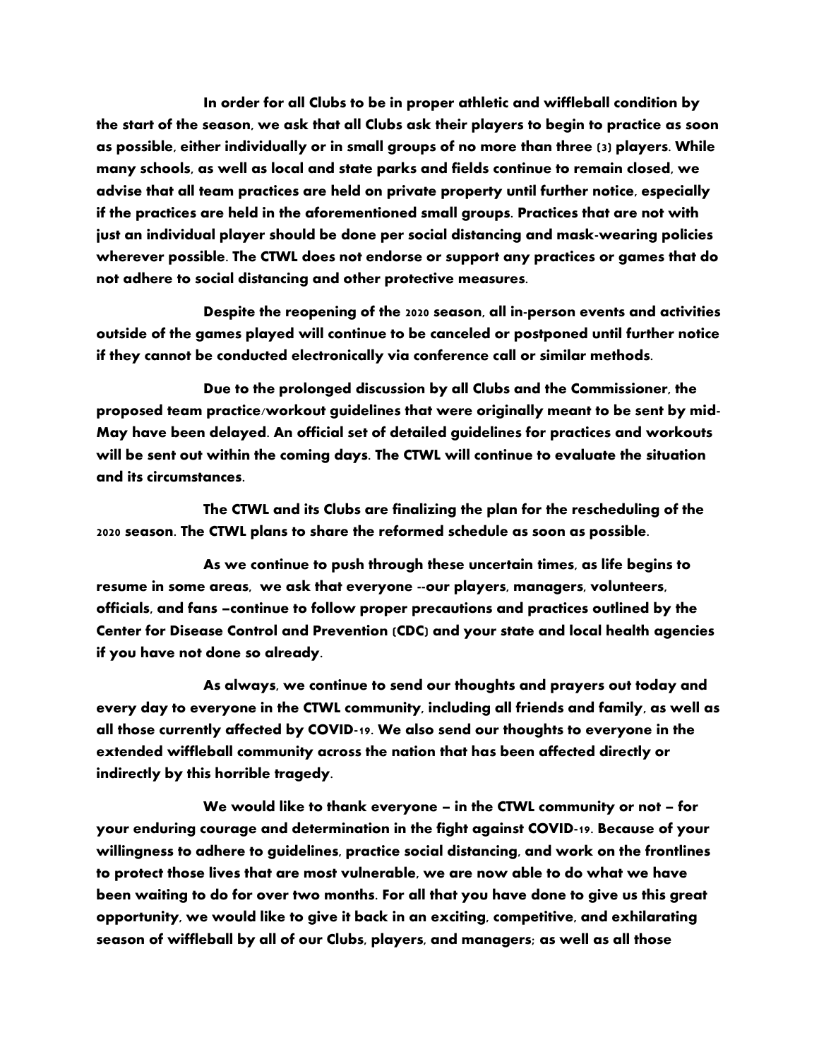**In order for all Clubs to be in proper athletic and wiffleball condition by the start of the season, we ask that all Clubs ask their players to begin to practice as soon as possible, either individually or in small groups of no more than three (3) players. While many schools, as well as local and state parks and fields continue to remain closed, we advise that all team practices are held on private property until further notice, especially if the practices are held in the aforementioned small groups. Practices that are not with just an individual player should be done per social distancing and mask-wearing policies wherever possible. The CTWL does not endorse or support any practices or games that do not adhere to social distancing and other protective measures.**

**Despite the reopening of the 2020 season, all in-person events and activities outside of the games played will continue to be canceled or postponed until further notice if they cannot be conducted electronically via conference call or similar methods.**

**Due to the prolonged discussion by all Clubs and the Commissioner, the proposed team practice/workout guidelines that were originally meant to be sent by mid-May have been delayed. An official set of detailed guidelines for practices and workouts will be sent out within the coming days. The CTWL will continue to evaluate the situation and its circumstances.**

**The CTWL and its Clubs are finalizing the plan for the rescheduling of the 2020 season. The CTWL plans to share the reformed schedule as soon as possible.**

**As we continue to push through these uncertain times, as life begins to resume in some areas, we ask that everyone --our players, managers, volunteers, officials, and fans –continue to follow proper precautions and practices outlined by the Center for Disease Control and Prevention (CDC) and your state and local health agencies if you have not done so already.**

**As always, we continue to send our thoughts and prayers out today and every day to everyone in the CTWL community, including all friends and family, as well as all those currently affected by COVID-19. We also send our thoughts to everyone in the extended wiffleball community across the nation that has been affected directly or indirectly by this horrible tragedy.**

**We would like to thank everyone – in the CTWL community or not – for your enduring courage and determination in the fight against COVID-19. Because of your willingness to adhere to guidelines, practice social distancing, and work on the frontlines to protect those lives that are most vulnerable, we are now able to do what we have been waiting to do for over two months. For all that you have done to give us this great opportunity, we would like to give it back in an exciting, competitive, and exhilarating season of wiffleball by all of our Clubs, players, and managers; as well as all those**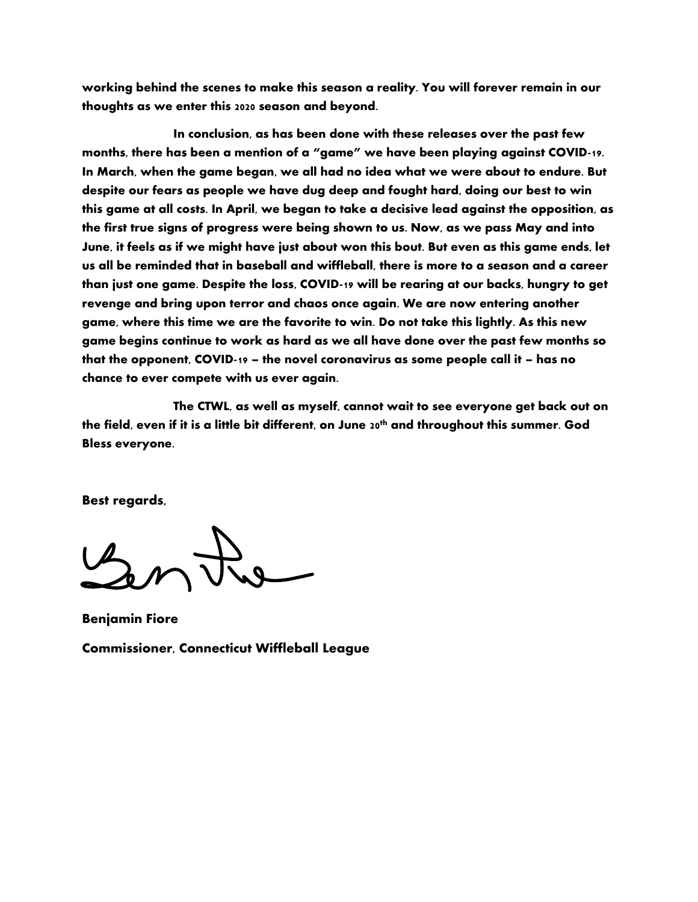**working behind the scenes to make this season a reality. You will forever remain in our thoughts as we enter this 2020 season and beyond.**

**In conclusion, as has been done with these releases over the past few months, there has been a mention of a "game" we have been playing against COVID-19. In March, when the game began, we all had no idea what we were about to endure. But despite our fears as people we have dug deep and fought hard, doing our best to win this game at all costs. In April, we began to take a decisive lead against the opposition, as the first true signs of progress were being shown to us. Now, as we pass May and into June, it feels as if we might have just about won this bout. But even as this game ends, let us all be reminded that in baseball and wiffleball, there is more to a season and a career than just one game. Despite the loss, COVID-19 will be rearing at our backs, hungry to get revenge and bring upon terror and chaos once again. We are now entering another game, where this time we are the favorite to win. Do not take this lightly. As this new game begins continue to work as hard as we all have done over the past few months so that the opponent, COVID-19 – the novel coronavirus as some people call it – has no chance to ever compete with us ever again.**

**The CTWL, as well as myself, cannot wait to see everyone get back out on the field, even if it is a little bit different, on June 20th and throughout this summer. God Bless everyone.**

**Best regards,**

**Benjamin Fiore**

**Commissioner, Connecticut Wiffleball League**